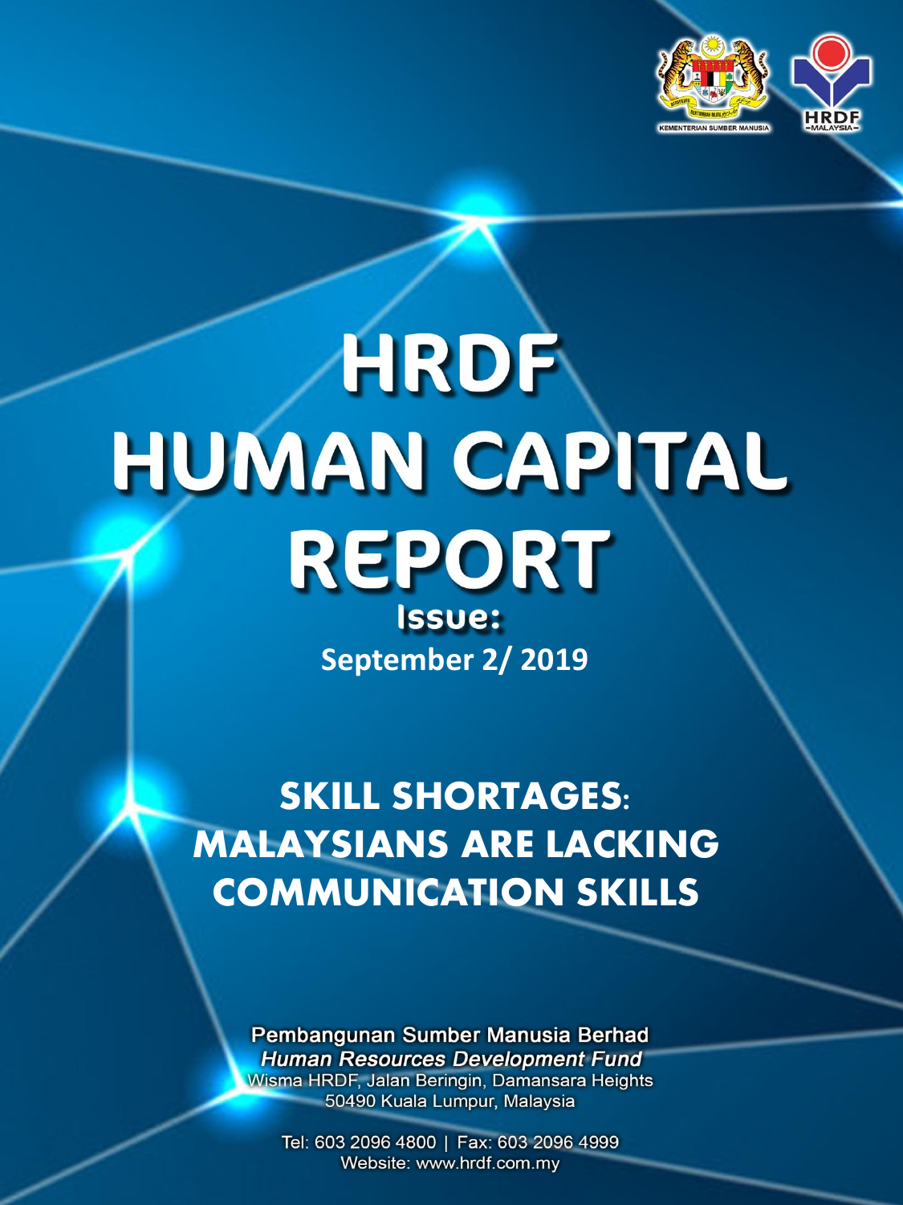KEMENTERIAN SUMBER MANUSIA

HRDF MALAYSIA

# HRDF HUMAN CAPITAL REPORT

**Issue:**

**September 2/ 2019**

## SKILL SHORTAGES: MALAYSIANS ARE LACKING COMMUNICATION SKILLS

**Pembangunan Sumber Manusia Berhad**
***Human Resources Development Fund***
Wisma HRDF, Jalan Beringin, Damansara Heights
50490 Kuala Lumpur, Malaysia

Tel: 603 2096 4800 | Fax: 603 2096 4999
Website: www.hrdf.com.my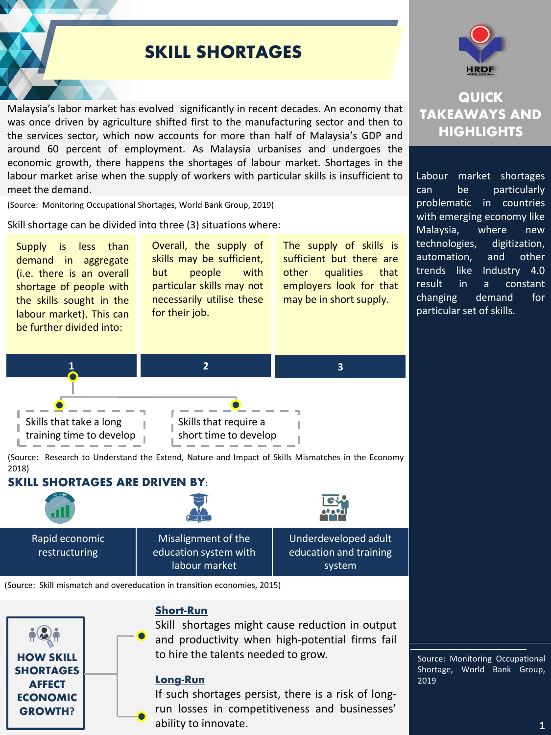# SKILL SHORTAGES

Malaysia's labor market has evolved significantly in recent decades. An economy that was once driven by agriculture shifted first to the manufacturing sector and then to the services sector, which now accounts for more than half of Malaysia's GDP and around 60 percent of employment. As Malaysia urbanises and undergoes the economic growth, there happens the shortages of labour market. Shortages in the labour market arise when the supply of workers with particular skills is insufficient to meet the demand.

(Source: Monitoring Occupational Shortages, World Bank Group, 2019)

Skill shortage can be divided into three (3) situations where:

1. Supply is less than demand in aggregate (i.e. there is an overall shortage of people with the skills sought in the labour market). This can be further divided into:
   - Skills that take a long training time to develop
   - Skills that require a short time to develop
2. Overall, the supply of skills may be sufficient, but people with particular skills may not necessarily utilise these for their job.
3. The supply of skills is sufficient but there are other qualities that employers look for that may be in short supply.

(Source: Research to Understand the Extend, Nature and Impact of Skills Mismatches in the Economy 2018)

## SKILL SHORTAGES ARE DRIVEN BY:

- Rapid economic restructuring
- Misalignment of the education system with labour market
- Underdeveloped adult education and training system

(Source: Skill mismatch and overeducation in transition economies, 2015)

## HOW SKILL SHORTAGES AFFECT ECONOMIC GROWTH?

**Short-Run**

Skill shortages might cause reduction in output and productivity when high-potential firms fail to hire the talents needed to grow.

**Long-Run**

If such shortages persist, there is a risk of long-run losses in competitiveness and businesses' ability to innovate.

## QUICK TAKEAWAYS AND HIGHLIGHTS

Labour market shortages can be particularly problematic in countries with emerging economy like Malaysia, where new technologies, digitization, automation, and other trends like Industry 4.0 result in a constant changing demand for particular set of skills.

Source: Monitoring Occupational Shortage, World Bank Group, 2019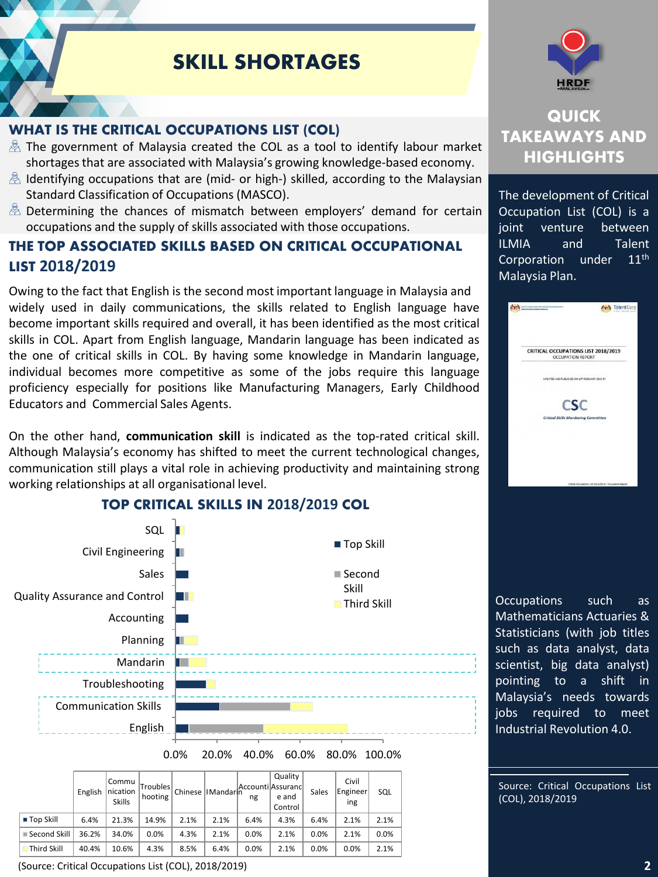# SKILL SHORTAGES

## WHAT IS THE CRITICAL OCCUPATIONS LIST (COL)

- The government of Malaysia created the COL as a tool to identify labour market shortages that are associated with Malaysia's growing knowledge-based economy.
- Identifying occupations that are (mid- or high-) skilled, according to the Malaysian Standard Classification of Occupations (MASCO).
- Determining the chances of mismatch between employers' demand for certain occupations and the supply of skills associated with those occupations.

## THE TOP ASSOCIATED SKILLS BASED ON CRITICAL OCCUPATIONAL LIST 2018/2019

Owing to the fact that English is the second most important language in Malaysia and widely used in daily communications, the skills related to English language have become important skills required and overall, it has been identified as the most critical skills in COL. Apart from English language, Mandarin language has been indicated as the one of critical skills in COL. By having some knowledge in Mandarin language, individual becomes more competitive as some of the jobs require this language proficiency especially for positions like Manufacturing Managers, Early Childhood Educators and Commercial Sales Agents.

On the other hand, **communication skill** is indicated as the top-rated critical skill. Although Malaysia's economy has shifted to meet the current technological changes, communication still plays a vital role in achieving productivity and maintaining strong working relationships at all organisational level.

### TOP CRITICAL SKILLS IN 2018/2019 COL

| | English | Communication Skills | Troubleshooting | Chinese | Mandarin | Accounting | Quality Assurance and Control | Sales | Civil Engineering | SQL |
|---|---|---|---|---|---|---|---|---|---|---|
| Top Skill | 6.4% | 21.3% | 14.9% | 2.1% | 2.1% | 6.4% | 4.3% | 6.4% | 2.1% | 2.1% |
| Second Skill | 36.2% | 34.0% | 0.0% | 4.3% | 2.1% | 0.0% | 2.1% | 0.0% | 2.1% | 0.0% |
| Third Skill | 40.4% | 10.6% | 4.3% | 8.5% | 6.4% | 0.0% | 2.1% | 0.0% | 0.0% | 2.1% |

(Source: Critical Occupations List (COL), 2018/2019)

## QUICK TAKEAWAYS AND HIGHLIGHTS

The development of Critical Occupation List (COL) is a joint venture between ILMIA and Talent Corporation under 11th Malaysia Plan.

Occupations such as Mathematicians Actuaries & Statisticians (with job titles such as data analyst, data scientist, big data analyst) pointing to a shift in Malaysia's needs towards jobs required to meet Industrial Revolution 4.0.

Source: Critical Occupations List (COL), 2018/2019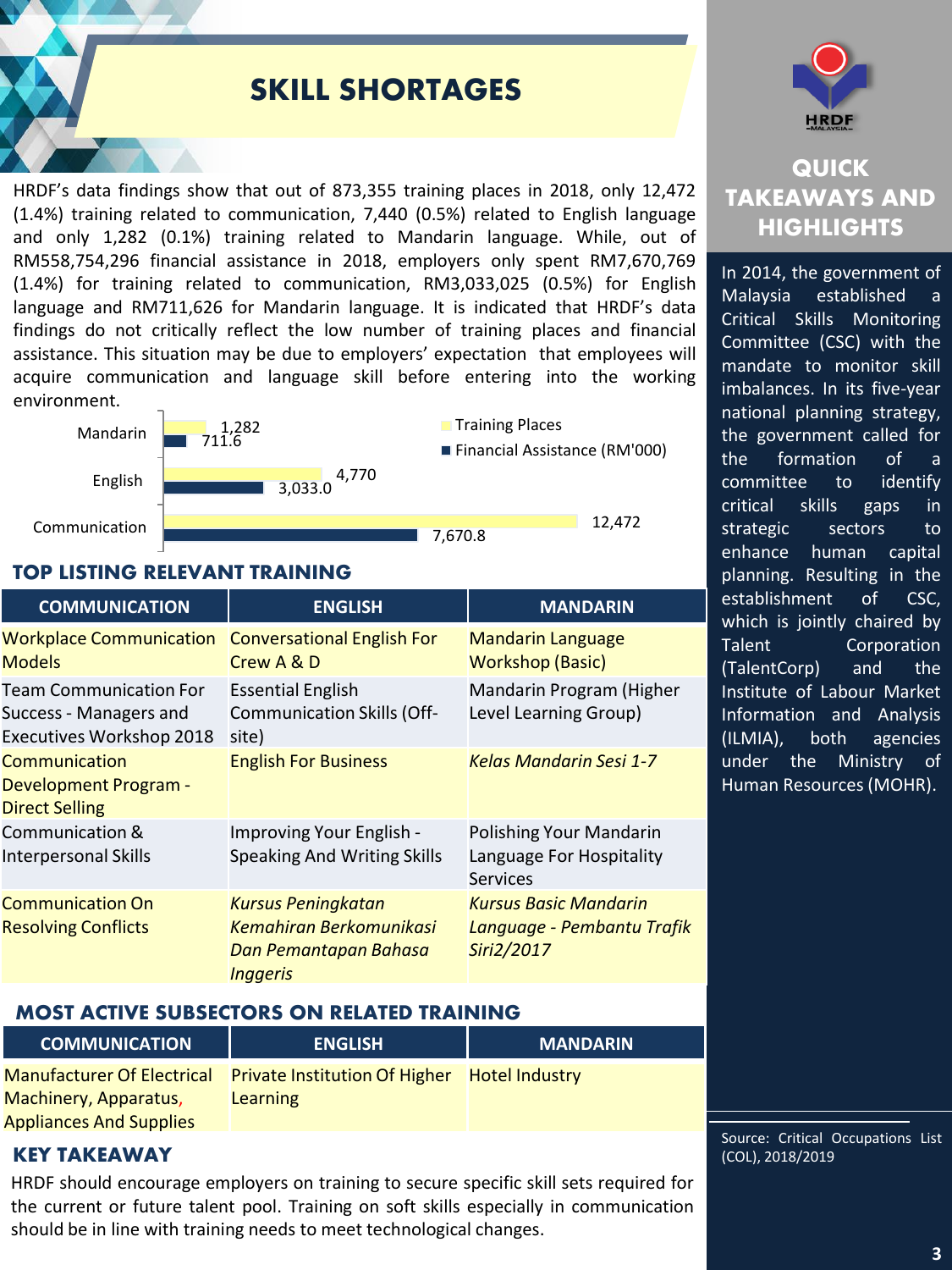# SKILL SHORTAGES

HRDF's data findings show that out of 873,355 training places in 2018, only 12,472 (1.4%) training related to communication, 7,440 (0.5%) related to English language and only 1,282 (0.1%) training related to Mandarin language. While, out of RM558,754,296 financial assistance in 2018, employers only spent RM7,670,769 (1.4%) for training related to communication, RM3,033,025 (0.5%) for English language and RM711,626 for Mandarin language. It is indicated that HRDF's data findings do not critically reflect the low number of training places and financial assistance. This situation may be due to employers' expectation that employees will acquire communication and language skill before entering into the working environment.

| | Training Places | Financial Assistance (RM'000) |
|---|---|---|
| Mandarin | 1,282 | 711.6 |
| English | 4,770 | 3,033.0 |
| Communication | 12,472 | 7,670.8 |

## TOP LISTING RELEVANT TRAINING

| COMMUNICATION | ENGLISH | MANDARIN |
|---|---|---|
| Workplace Communication Models | Conversational English For Crew A & D | Mandarin Language Workshop (Basic) |
| Team Communication For Success - Managers and Executives Workshop 2018 | Essential English Communication Skills (Off-site) | Mandarin Program (Higher Level Learning Group) |
| Communication Development Program - Direct Selling | English For Business | *Kelas Mandarin Sesi 1-7* |
| Communication & Interpersonal Skills | Improving Your English - Speaking And Writing Skills | Polishing Your Mandarin Language For Hospitality Services |
| Communication On Resolving Conflicts | *Kursus Peningkatan Kemahiran Berkomunikasi Dan Pemantapan Bahasa Inggeris* | *Kursus Basic Mandarin Language - Pembantu Trafik Siri2/2017* |

## MOST ACTIVE SUBSECTORS ON RELATED TRAINING

| COMMUNICATION | ENGLISH | MANDARIN |
|---|---|---|
| Manufacturer Of Electrical Machinery, Apparatus, Appliances And Supplies | Private Institution Of Higher Learning | Hotel Industry |

## KEY TAKEAWAY

HRDF should encourage employers on training to secure specific skill sets required for the current or future talent pool. Training on soft skills especially in communication should be in line with training needs to meet technological changes.

## QUICK TAKEAWAYS AND HIGHLIGHTS

In 2014, the government of Malaysia established a Critical Skills Monitoring Committee (CSC) with the mandate to monitor skill imbalances. In its five-year national planning strategy, the government called for the formation of a committee to identify critical skills gaps in strategic sectors to enhance human capital planning. Resulting in the establishment of CSC, which is jointly chaired by Talent Corporation (TalentCorp) and the Institute of Labour Market Information and Analysis (ILMIA), both agencies under the Ministry of Human Resources (MOHR).

Source: Critical Occupations List (COL), 2018/2019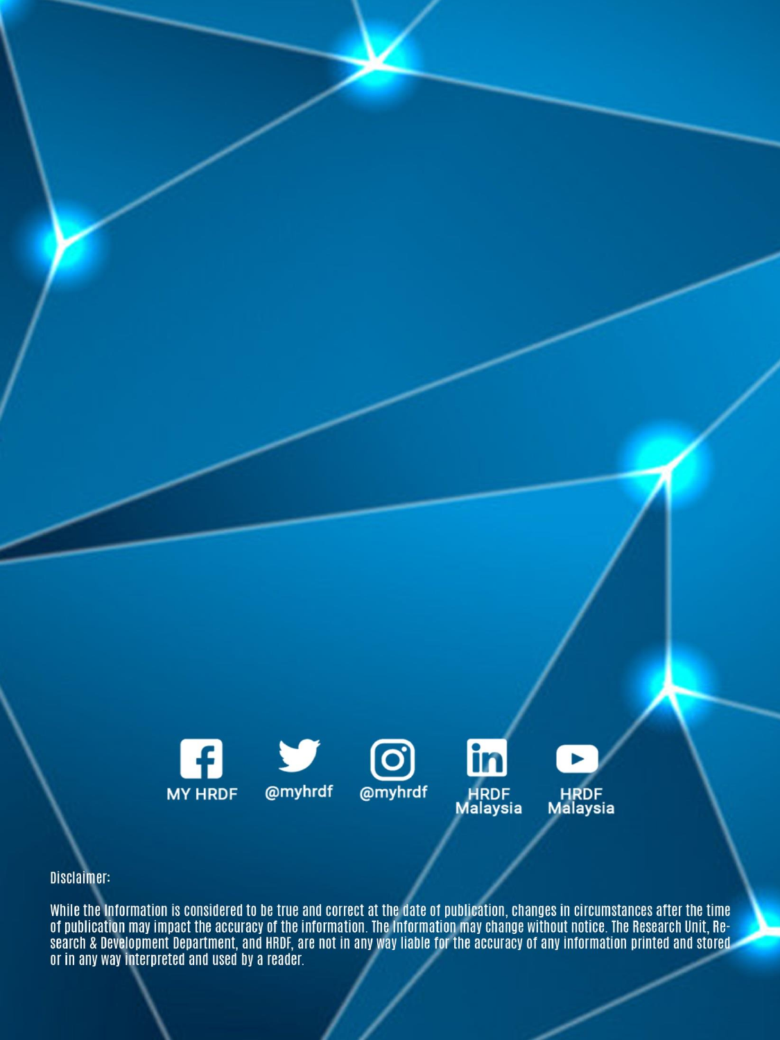MY HRDF @myhrdf @myhrdf HRDF Malaysia HRDF Malaysia

Disclaimer:

While the Information is considered to be true and correct at the date of publication, changes in circumstances after the time of publication may impact the accuracy of the information. The Information may change without notice. The Research Unit, Research & Development Department, and HRDF, are not in any way liable for the accuracy of any information printed and stored or in any way interpreted and used by a reader.